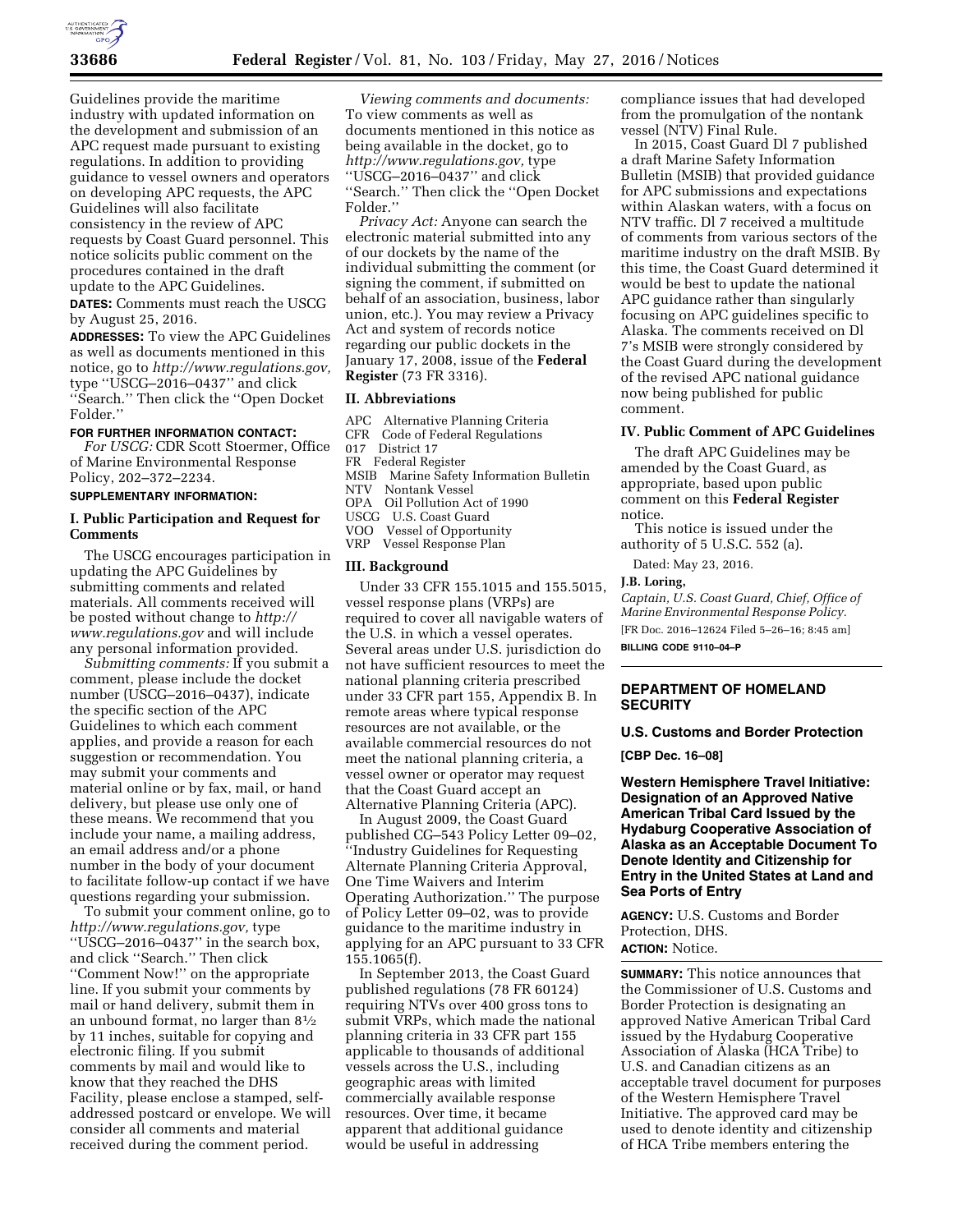Guidelines provide the maritime industry with updated information on the development and submission of an APC request made pursuant to existing regulations. In addition to providing guidance to vessel owners and operators on developing APC requests, the APC Guidelines will also facilitate consistency in the review of APC requests by Coast Guard personnel. This notice solicits public comment on the procedures contained in the draft update to the APC Guidelines.

**DATES:** Comments must reach the USCG by August 25, 2016.

**ADDRESSES:** To view the APC Guidelines as well as documents mentioned in this notice, go to *http://www.regulations.gov,* type ''USCG–2016–0437'' and click ''Search.'' Then click the ''Open Docket Folder.''

**FOR FURTHER INFORMATION CONTACT:**

*For USCG:* CDR Scott Stoermer, Office of Marine Environmental Response Policy, 202–372–2234.

**SUPPLEMENTARY INFORMATION:**

## I. Public Participation and Request for Comments

The USCG encourages participation in updating the APC Guidelines by submitting comments and related materials. All comments received will be posted without change to *http://www.regulations.gov* and will include any personal information provided.

*Submitting comments:* If you submit a comment, please include the docket number (USCG–2016–0437), indicate the specific section of the APC Guidelines to which each comment applies, and provide a reason for each suggestion or recommendation. You may submit your comments and material online or by fax, mail, or hand delivery, but please use only one of these means. We recommend that you include your name, a mailing address, an email address and/or a phone number in the body of your document to facilitate follow-up contact if we have questions regarding your submission.

To submit your comment online, go to *http://www.regulations.gov,* type ''USCG–2016–0437'' in the search box, and click ''Search.'' Then click ''Comment Now!'' on the appropriate line. If you submit your comments by mail or hand delivery, submit them in an unbound format, no larger than 8½ by 11 inches, suitable for copying and electronic filing. If you submit comments by mail and would like to know that they reached the DHS Facility, please enclose a stamped, self-addressed postcard or envelope. We will consider all comments and material received during the comment period.

*Viewing comments and documents:* To view comments as well as documents mentioned in this notice as being available in the docket, go to *http://www.regulations.gov,* type ''USCG–2016–0437'' and click ''Search.'' Then click the ''Open Docket Folder.''

*Privacy Act:* Anyone can search the electronic material submitted into any of our dockets by the name of the individual submitting the comment (or signing the comment, if submitted on behalf of an association, business, labor union, etc.). You may review a Privacy Act and system of records notice regarding our public dockets in the January 17, 2008, issue of the **Federal Register** (73 FR 3316).

## II. Abbreviations

APC Alternative Planning Criteria
CFR Code of Federal Regulations
017 District 17
FR Federal Register
MSIB Marine Safety Information Bulletin
NTV Nontank Vessel
OPA Oil Pollution Act of 1990
USCG U.S. Coast Guard
VOO Vessel of Opportunity
VRP Vessel Response Plan

## III. Background

Under 33 CFR 155.1015 and 155.5015, vessel response plans (VRPs) are required to cover all navigable waters of the U.S. in which a vessel operates. Several areas under U.S. jurisdiction do not have sufficient resources to meet the national planning criteria prescribed under 33 CFR part 155, Appendix B. In remote areas where typical response resources are not available, or the available commercial resources do not meet the national planning criteria, a vessel owner or operator may request that the Coast Guard accept an Alternative Planning Criteria (APC).

In August 2009, the Coast Guard published CG–543 Policy Letter 09–02, ''Industry Guidelines for Requesting Alternate Planning Criteria Approval, One Time Waivers and Interim Operating Authorization.'' The purpose of Policy Letter 09–02, was to provide guidance to the maritime industry in applying for an APC pursuant to 33 CFR 155.1065(f).

In September 2013, the Coast Guard published regulations (78 FR 60124) requiring NTVs over 400 gross tons to submit VRPs, which made the national planning criteria in 33 CFR part 155 applicable to thousands of additional vessels across the U.S., including geographic areas with limited commercially available response resources. Over time, it became apparent that additional guidance would be useful in addressing compliance issues that had developed from the promulgation of the nontank vessel (NTV) Final Rule.

In 2015, Coast Guard Dl 7 published a draft Marine Safety Information Bulletin (MSIB) that provided guidance for APC submissions and expectations within Alaskan waters, with a focus on NTV traffic. Dl 7 received a multitude of comments from various sectors of the maritime industry on the draft MSIB. By this time, the Coast Guard determined it would be best to update the national APC guidance rather than singularly focusing on APC guidelines specific to Alaska. The comments received on Dl 7's MSIB were strongly considered by the Coast Guard during the development of the revised APC national guidance now being published for public comment.

## IV. Public Comment of APC Guidelines

The draft APC Guidelines may be amended by the Coast Guard, as appropriate, based upon public comment on this **Federal Register** notice.

This notice is issued under the authority of 5 U.S.C. 552 (a).

Dated: May 23, 2016.

**J.B. Loring,**

*Captain, U.S. Coast Guard, Chief, Office of Marine Environmental Response Policy.*

[FR Doc. 2016–12624 Filed 5–26–16; 8:45 am]

**BILLING CODE 9110–04–P**

---

# DEPARTMENT OF HOMELAND SECURITY

## U.S. Customs and Border Protection

**[CBP Dec. 16–08]**

## Western Hemisphere Travel Initiative: Designation of an Approved Native American Tribal Card Issued by the Hydaburg Cooperative Association of Alaska as an Acceptable Document To Denote Identity and Citizenship for Entry in the United States at Land and Sea Ports of Entry

**AGENCY:** U.S. Customs and Border Protection, DHS.

**ACTION:** Notice.

**SUMMARY:** This notice announces that the Commissioner of U.S. Customs and Border Protection is designating an approved Native American Tribal Card issued by the Hydaburg Cooperative Association of Alaska (HCA Tribe) to U.S. and Canadian citizens as an acceptable travel document for purposes of the Western Hemisphere Travel Initiative. The approved card may be used to denote identity and citizenship of HCA Tribe members entering the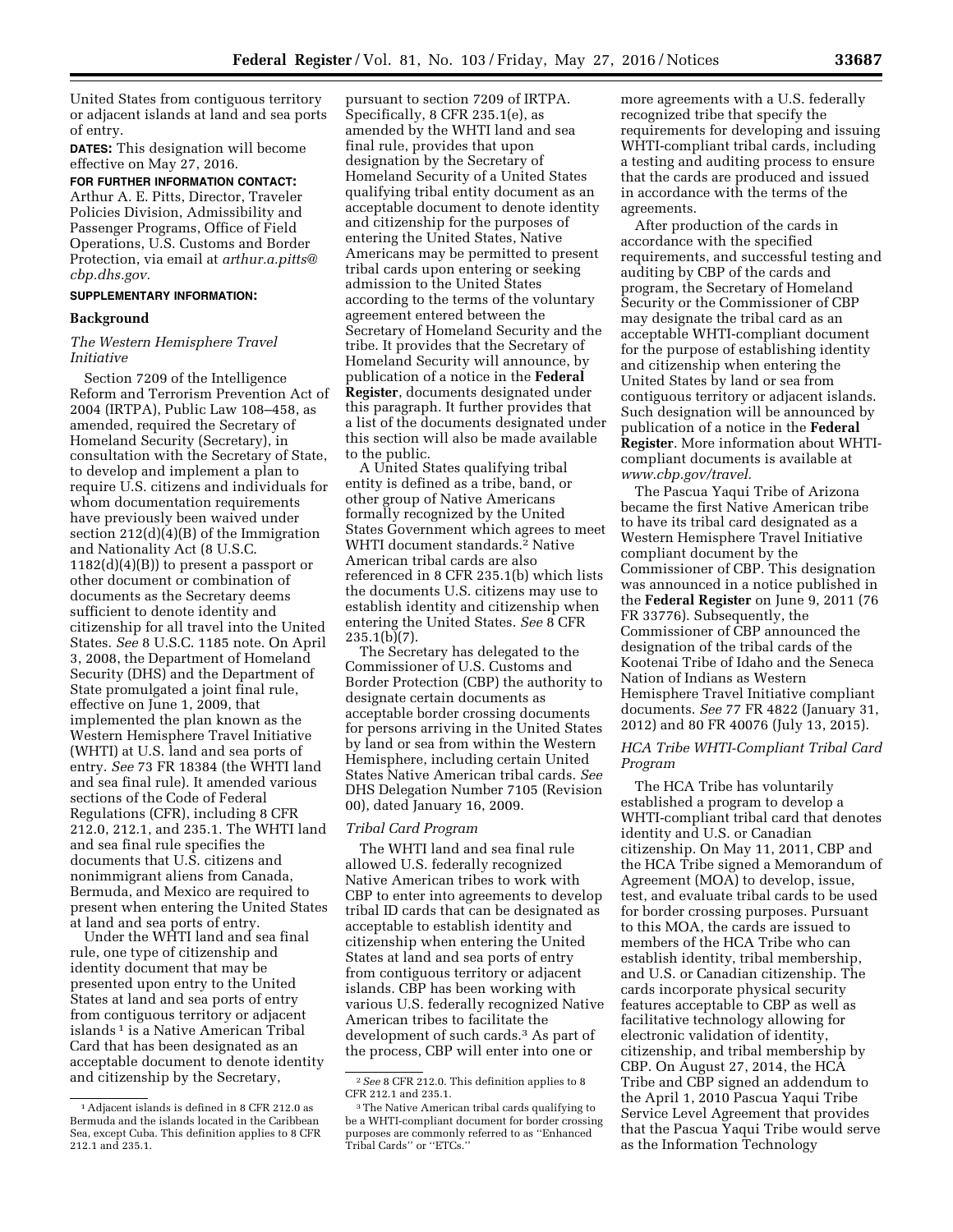United States from contiguous territory or adjacent islands at land and sea ports of entry.

**DATES:** This designation will become effective on May 27, 2016.

**FOR FURTHER INFORMATION CONTACT:** Arthur A. E. Pitts, Director, Traveler Policies Division, Admissibility and Passenger Programs, Office of Field Operations, U.S. Customs and Border Protection, via email at *arthur.a.pitts@cbp.dhs.gov.*

**SUPPLEMENTARY INFORMATION:**

## Background

### *The Western Hemisphere Travel Initiative*

Section 7209 of the Intelligence Reform and Terrorism Prevention Act of 2004 (IRTPA), Public Law 108–458, as amended, required the Secretary of Homeland Security (Secretary), in consultation with the Secretary of State, to develop and implement a plan to require U.S. citizens and individuals for whom documentation requirements have previously been waived under section 212(d)(4)(B) of the Immigration and Nationality Act (8 U.S.C. 1182(d)(4)(B)) to present a passport or other document or combination of documents as the Secretary deems sufficient to denote identity and citizenship for all travel into the United States. *See* 8 U.S.C. 1185 note. On April 3, 2008, the Department of Homeland Security (DHS) and the Department of State promulgated a joint final rule, effective on June 1, 2009, that implemented the plan known as the Western Hemisphere Travel Initiative (WHTI) at U.S. land and sea ports of entry. *See* 73 FR 18384 (the WHTI land and sea final rule). It amended various sections of the Code of Federal Regulations (CFR), including 8 CFR 212.0, 212.1, and 235.1. The WHTI land and sea final rule specifies the documents that U.S. citizens and nonimmigrant aliens from Canada, Bermuda, and Mexico are required to present when entering the United States at land and sea ports of entry.

Under the WHTI land and sea final rule, one type of citizenship and identity document that may be presented upon entry to the United States at land and sea ports of entry from contiguous territory or adjacent islands [1] is a Native American Tribal Card that has been designated as an acceptable document to denote identity and citizenship by the Secretary, pursuant to section 7209 of IRTPA. Specifically, 8 CFR 235.1(e), as amended by the WHTI land and sea final rule, provides that upon designation by the Secretary of Homeland Security of a United States qualifying tribal entity document as an acceptable document to denote identity and citizenship for the purposes of entering the United States, Native Americans may be permitted to present tribal cards upon entering or seeking admission to the United States according to the terms of the voluntary agreement entered between the Secretary of Homeland Security and the tribe. It provides that the Secretary of Homeland Security will announce, by publication of a notice in the **Federal Register**, documents designated under this paragraph. It further provides that a list of the documents designated under this section will also be made available to the public.

A United States qualifying tribal entity is defined as a tribe, band, or other group of Native Americans formally recognized by the United States Government which agrees to meet WHTI document standards.[2] Native American tribal cards are also referenced in 8 CFR 235.1(b) which lists the documents U.S. citizens may use to establish identity and citizenship when entering the United States. *See* 8 CFR 235.1(b)(7).

The Secretary has delegated to the Commissioner of U.S. Customs and Border Protection (CBP) the authority to designate certain documents as acceptable border crossing documents for persons arriving in the United States by land or sea from within the Western Hemisphere, including certain United States Native American tribal cards. *See* DHS Delegation Number 7105 (Revision 00), dated January 16, 2009.

### *Tribal Card Program*

The WHTI land and sea final rule allowed U.S. federally recognized Native American tribes to work with CBP to enter into agreements to develop tribal ID cards that can be designated as acceptable to establish identity and citizenship when entering the United States at land and sea ports of entry from contiguous territory or adjacent islands. CBP has been working with various U.S. federally recognized Native American tribes to facilitate the development of such cards.[3] As part of the process, CBP will enter into one or more agreements with a U.S. federally recognized tribe that specify the requirements for developing and issuing WHTI-compliant tribal cards, including a testing and auditing process to ensure that the cards are produced and issued in accordance with the terms of the agreements.

After production of the cards in accordance with the specified requirements, and successful testing and auditing by CBP of the cards and program, the Secretary of Homeland Security or the Commissioner of CBP may designate the tribal card as an acceptable WHTI-compliant document for the purpose of establishing identity and citizenship when entering the United States by land or sea from contiguous territory or adjacent islands. Such designation will be announced by publication of a notice in the **Federal Register**. More information about WHTI-compliant documents is available at *www.cbp.gov/travel.*

The Pascua Yaqui Tribe of Arizona became the first Native American tribe to have its tribal card designated as a Western Hemisphere Travel Initiative compliant document by the Commissioner of CBP. This designation was announced in a notice published in the **Federal Register** on June 9, 2011 (76 FR 33776). Subsequently, the Commissioner of CBP announced the designation of the tribal cards of the Kootenai Tribe of Idaho and the Seneca Nation of Indians as Western Hemisphere Travel Initiative compliant documents. *See* 77 FR 4822 (January 31, 2012) and 80 FR 40076 (July 13, 2015).

### *HCA Tribe WHTI-Compliant Tribal Card Program*

The HCA Tribe has voluntarily established a program to develop a WHTI-compliant tribal card that denotes identity and U.S. or Canadian citizenship. On May 11, 2011, CBP and the HCA Tribe signed a Memorandum of Agreement (MOA) to develop, issue, test, and evaluate tribal cards to be used for border crossing purposes. Pursuant to this MOA, the cards are issued to members of the HCA Tribe who can establish identity, tribal membership, and U.S. or Canadian citizenship. The cards incorporate physical security features acceptable to CBP as well as facilitative technology allowing for electronic validation of identity, citizenship, and tribal membership by CBP. On August 27, 2014, the HCA Tribe and CBP signed an addendum to the April 1, 2010 Pascua Yaqui Tribe Service Level Agreement that provides that the Pascua Yaqui Tribe would serve as the Information Technology

---

[1] Adjacent islands is defined in 8 CFR 212.0 as Bermuda and the islands located in the Caribbean Sea, except Cuba. This definition applies to 8 CFR 212.1 and 235.1.

[2] *See* 8 CFR 212.0. This definition applies to 8 CFR 212.1 and 235.1.

[3] The Native American tribal cards qualifying to be a WHTI-compliant document for border crossing purposes are commonly referred to as "Enhanced Tribal Cards" or "ETCs."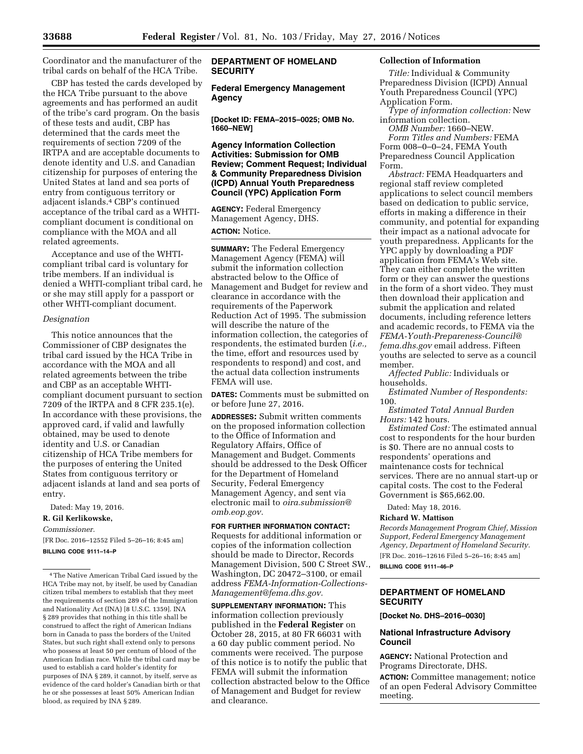Coordinator and the manufacturer of the tribal cards on behalf of the HCA Tribe.

CBP has tested the cards developed by the HCA Tribe pursuant to the above agreements and has performed an audit of the tribe's card program. On the basis of these tests and audit, CBP has determined that the cards meet the requirements of section 7209 of the IRTPA and are acceptable documents to denote identity and U.S. and Canadian citizenship for purposes of entering the United States at land and sea ports of entry from contiguous territory or adjacent islands.[4] CBP's continued acceptance of the tribal card as a WHTI-compliant document is conditional on compliance with the MOA and all related agreements.

Acceptance and use of the WHTI-compliant tribal card is voluntary for tribe members. If an individual is denied a WHTI-compliant tribal card, he or she may still apply for a passport or other WHTI-compliant document.

*Designation*

This notice announces that the Commissioner of CBP designates the tribal card issued by the HCA Tribe in accordance with the MOA and all related agreements between the tribe and CBP as an acceptable WHTI-compliant document pursuant to section 7209 of the IRTPA and 8 CFR 235.1(e). In accordance with these provisions, the approved card, if valid and lawfully obtained, may be used to denote identity and U.S. or Canadian citizenship of HCA Tribe members for the purposes of entering the United States from contiguous territory or adjacent islands at land and sea ports of entry.

Dated: May 19, 2016.

**R. Gil Kerlikowske,**

*Commissioner.*

[FR Doc. 2016–12552 Filed 5–26–16; 8:45 am]

**BILLING CODE 9111–14–P**

[4] The Native American Tribal Card issued by the HCA Tribe may not, by itself, be used by Canadian citizen tribal members to establish that they meet the requirements of section 289 of the Immigration and Nationality Act (INA) [8 U.S.C. 1359]. INA § 289 provides that nothing in this title shall be construed to affect the right of American Indians born in Canada to pass the borders of the United States, but such right shall extend only to persons who possess at least 50 per centum of blood of the American Indian race. While the tribal card may be used to establish a card holder's identity for purposes of INA § 289, it cannot, by itself, serve as evidence of the card holder's Canadian birth or that he or she possesses at least 50% American Indian blood, as required by INA § 289.

## DEPARTMENT OF HOMELAND SECURITY

## Federal Emergency Management Agency

**[Docket ID: FEMA–2015–0025; OMB No. 1660–NEW]**

### Agency Information Collection Activities: Submission for OMB Review; Comment Request; Individual & Community Preparedness Division (ICPD) Annual Youth Preparedness Council (YPC) Application Form

**AGENCY:** Federal Emergency Management Agency, DHS.

**ACTION:** Notice.

**SUMMARY:** The Federal Emergency Management Agency (FEMA) will submit the information collection abstracted below to the Office of Management and Budget for review and clearance in accordance with the requirements of the Paperwork Reduction Act of 1995. The submission will describe the nature of the information collection, the categories of respondents, the estimated burden (*i.e.,* the time, effort and resources used by respondents to respond) and cost, and the actual data collection instruments FEMA will use.

**DATES:** Comments must be submitted on or before June 27, 2016.

**ADDRESSES:** Submit written comments on the proposed information collection to the Office of Information and Regulatory Affairs, Office of Management and Budget. Comments should be addressed to the Desk Officer for the Department of Homeland Security, Federal Emergency Management Agency, and sent via electronic mail to *oira.submission@omb.eop.gov.*

**FOR FURTHER INFORMATION CONTACT:** Requests for additional information or copies of the information collection should be made to Director, Records Management Division, 500 C Street SW., Washington, DC 20472–3100, or email address *FEMA-Information-Collections-Management@fema.dhs.gov.*

**SUPPLEMENTARY INFORMATION:** This information collection previously published in the **Federal Register** on October 28, 2015, at 80 FR 66031 with a 60 day public comment period. No comments were received. The purpose of this notice is to notify the public that FEMA will submit the information collection abstracted below to the Office of Management and Budget for review and clearance.

**Collection of Information**

*Title:* Individual & Community Preparedness Division (ICPD) Annual Youth Preparedness Council (YPC) Application Form.

*Type of information collection:* New information collection.

*OMB Number:* 1660–NEW.

*Form Titles and Numbers:* FEMA Form 008–0–0–24, FEMA Youth Preparedness Council Application Form.

*Abstract:* FEMA Headquarters and regional staff review completed applications to select council members based on dedication to public service, efforts in making a difference in their community, and potential for expanding their impact as a national advocate for youth preparedness. Applicants for the YPC apply by downloading a PDF application from FEMA's Web site. They can either complete the written form or they can answer the questions in the form of a short video. They must then download their application and submit the application and related documents, including reference letters and academic records, to FEMA via the *FEMA-Youth-Prepareness-Council@fema.dhs.gov* email address. Fifteen youths are selected to serve as a council member.

*Affected Public:* Individuals or households.

*Estimated Number of Respondents:* 100.

*Estimated Total Annual Burden Hours:* 142 hours.

*Estimated Cost:* The estimated annual cost to respondents for the hour burden is $0. There are no annual costs to respondents' operations and maintenance costs for technical services. There are no annual start-up or capital costs. The cost to the Federal Government is $65,662.00.

Dated: May 18, 2016.

**Richard W. Mattison**

*Records Management Program Chief, Mission Support, Federal Emergency Management Agency, Department of Homeland Security.*

[FR Doc. 2016–12616 Filed 5–26–16; 8:45 am]

**BILLING CODE 9111–46–P**

## DEPARTMENT OF HOMELAND SECURITY

**[Docket No. DHS–2016–0030]**

### National Infrastructure Advisory Council

**AGENCY:** National Protection and Programs Directorate, DHS.

**ACTION:** Committee management; notice of an open Federal Advisory Committee meeting.